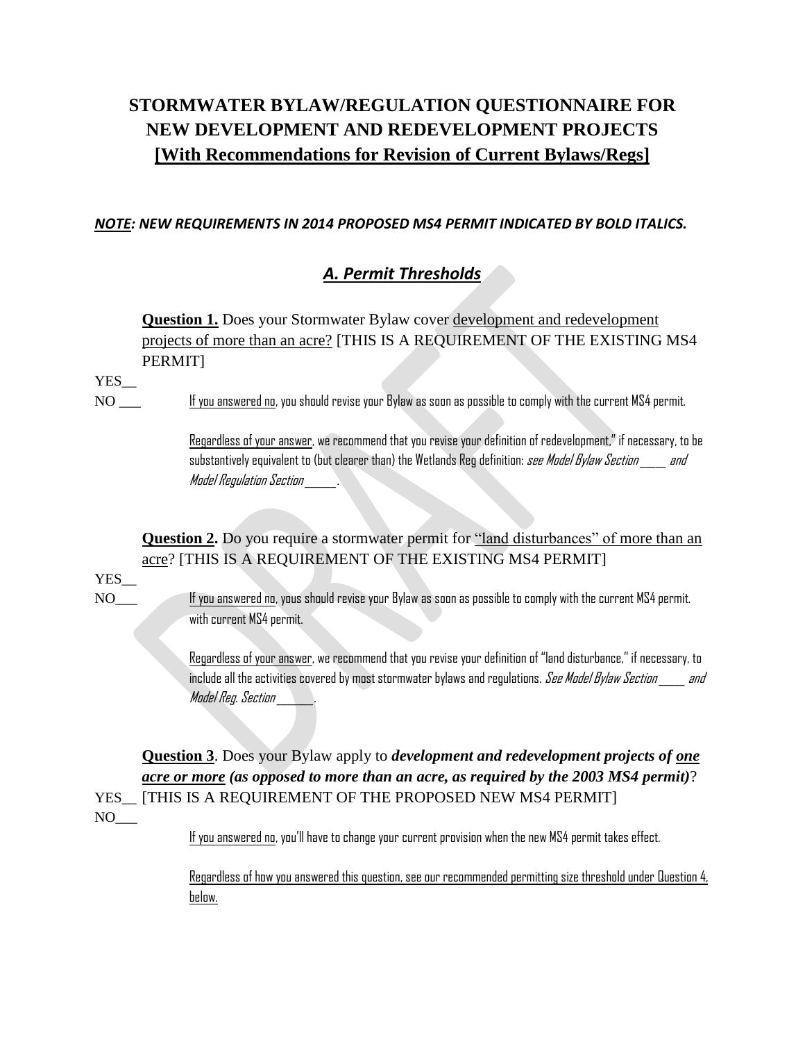# STORMWATER BYLAW/REGULATION QUESTIONNAIRE FOR NEW DEVELOPMENT AND REDEVELOPMENT PROJECTS
## [With Recommendations for Revision of Current Bylaws/Regs]

***NOTE: NEW REQUIREMENTS IN 2014 PROPOSED MS4 PERMIT INDICATED BY BOLD ITALICS.***

## *A. Permit Thresholds*

**Question 1.** Does your Stormwater Bylaw cover development and redevelopment projects of more than an acre? [THIS IS A REQUIREMENT OF THE EXISTING MS4 PERMIT]

YES__

NO ___

If you answered no, you should revise your Bylaw as soon as possible to comply with the current MS4 permit.

Regardless of your answer, we recommend that you revise your definition of redevelopment," if necessary, to be substantively equivalent to (but clearer than) the Wetlands Reg definition: *see Model Bylaw Section ____ and Model Regulation Section _____.*

**Question 2.** Do you require a stormwater permit for "land disturbances" of more than an acre? [THIS IS A REQUIREMENT OF THE EXISTING MS4 PERMIT]

YES__

NO___

If you answered no, yous should revise your Bylaw as soon as possible to comply with the current MS4 permit. with current MS4 permit.

Regardless of your answer, we recommend that you revise your definition of "land disturbance," if necessary, to include all the activities covered by most stormwater bylaws and regulations. *See Model Bylaw Section ____ and Model Reg. Section ______.*

**Question 3**. Does your Bylaw apply to ***development and redevelopment projects of one acre or more (as opposed to more than an acre, as required by the 2003 MS4 permit)***? [THIS IS A REQUIREMENT OF THE PROPOSED NEW MS4 PERMIT]

YES__

NO___

If you answered no, you'll have to change your current provision when the new MS4 permit takes effect.

Regardless of how you answered this question, see our recommended permitting size threshold under Question 4, below.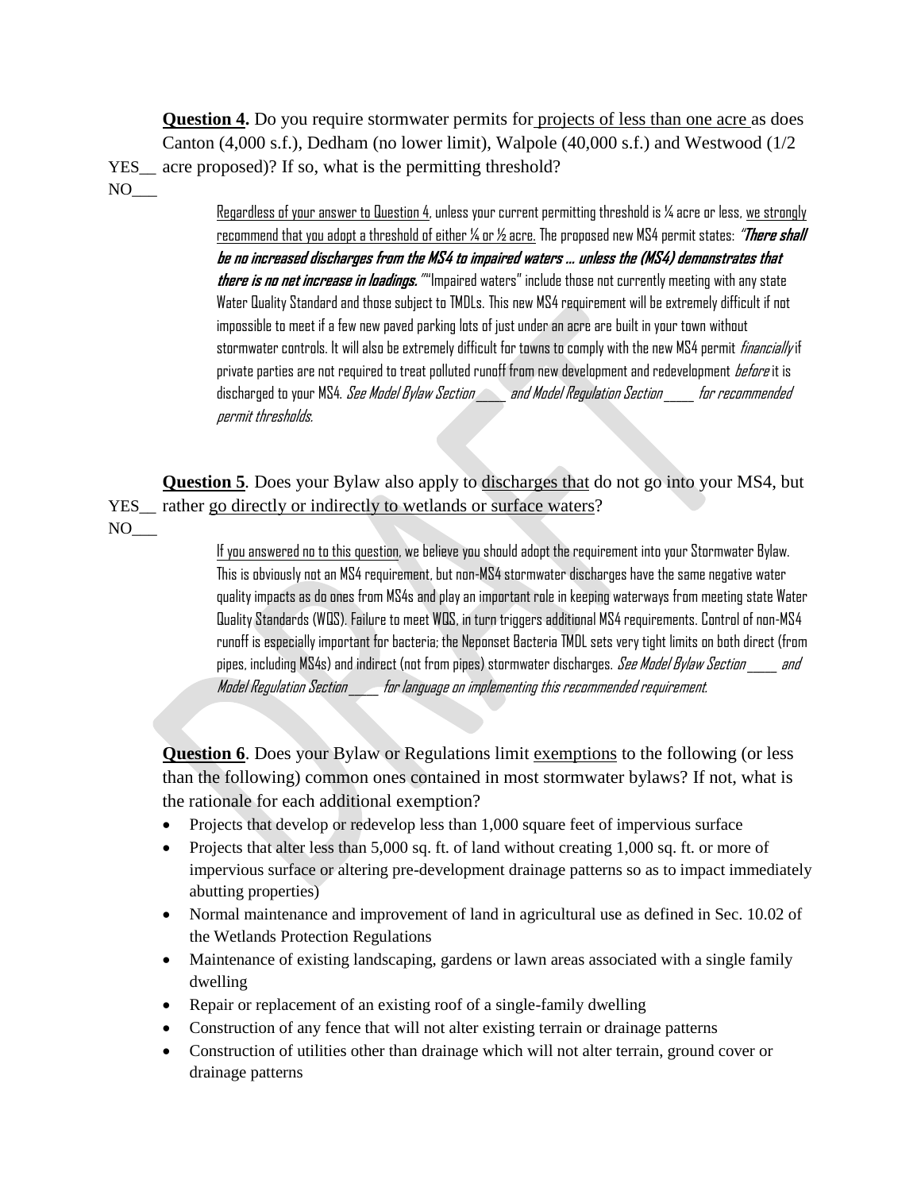**Question 4.** Do you require stormwater permits for projects of less than one acre as does Canton (4,000 s.f.), Dedham (no lower limit), Walpole (40,000 s.f.) and Westwood (1/2 acre proposed)? If so, what is the permitting threshold?

YES__
NO___

> Regardless of your answer to Question 4, unless your current permitting threshold is ¼ acre or less, we strongly recommend that you adopt a threshold of either ¼ or ½ acre. The proposed new MS4 permit states: "***There shall be no increased discharges from the MS4 to impaired waters … unless the (MS4) demonstrates that there is no net increase in loadings.***" "Impaired waters" include those not currently meeting with any state Water Quality Standard and those subject to TMDLs. This new MS4 requirement will be extremely difficult if not impossible to meet if a few new paved parking lots of just under an acre are built in your town without stormwater controls. It will also be extremely difficult for towns to comply with the new MS4 permit *financially* if private parties are not required to treat polluted runoff from new development and redevelopment *before* it is discharged to your MS4. *See Model Bylaw Section ____ and Model Regulation Section ____ for recommended permit thresholds.*

**Question 5**. Does your Bylaw also apply to discharges that do not go into your MS4, but rather go directly or indirectly to wetlands or surface waters?

YES__
NO___

> If you answered no to this question, we believe you should adopt the requirement into your Stormwater Bylaw. This is obviously not an MS4 requirement, but non-MS4 stormwater discharges have the same negative water quality impacts as do ones from MS4s and play an important role in keeping waterways from meeting state Water Quality Standards (WQS). Failure to meet WQS, in turn triggers additional MS4 requirements. Control of non-MS4 runoff is especially important for bacteria; the Neponset Bacteria TMDL sets very tight limits on both direct (from pipes, including MS4s) and indirect (not from pipes) stormwater discharges. *See Model Bylaw Section ____ and Model Regulation Section ____ for language on implementing this recommended requirement.*

**Question 6**. Does your Bylaw or Regulations limit exemptions to the following (or less than the following) common ones contained in most stormwater bylaws? If not, what is the rationale for each additional exemption?

- Projects that develop or redevelop less than 1,000 square feet of impervious surface
- Projects that alter less than 5,000 sq. ft. of land without creating 1,000 sq. ft. or more of impervious surface or altering pre-development drainage patterns so as to impact immediately abutting properties)
- Normal maintenance and improvement of land in agricultural use as defined in Sec. 10.02 of the Wetlands Protection Regulations
- Maintenance of existing landscaping, gardens or lawn areas associated with a single family dwelling
- Repair or replacement of an existing roof of a single-family dwelling
- Construction of any fence that will not alter existing terrain or drainage patterns
- Construction of utilities other than drainage which will not alter terrain, ground cover or drainage patterns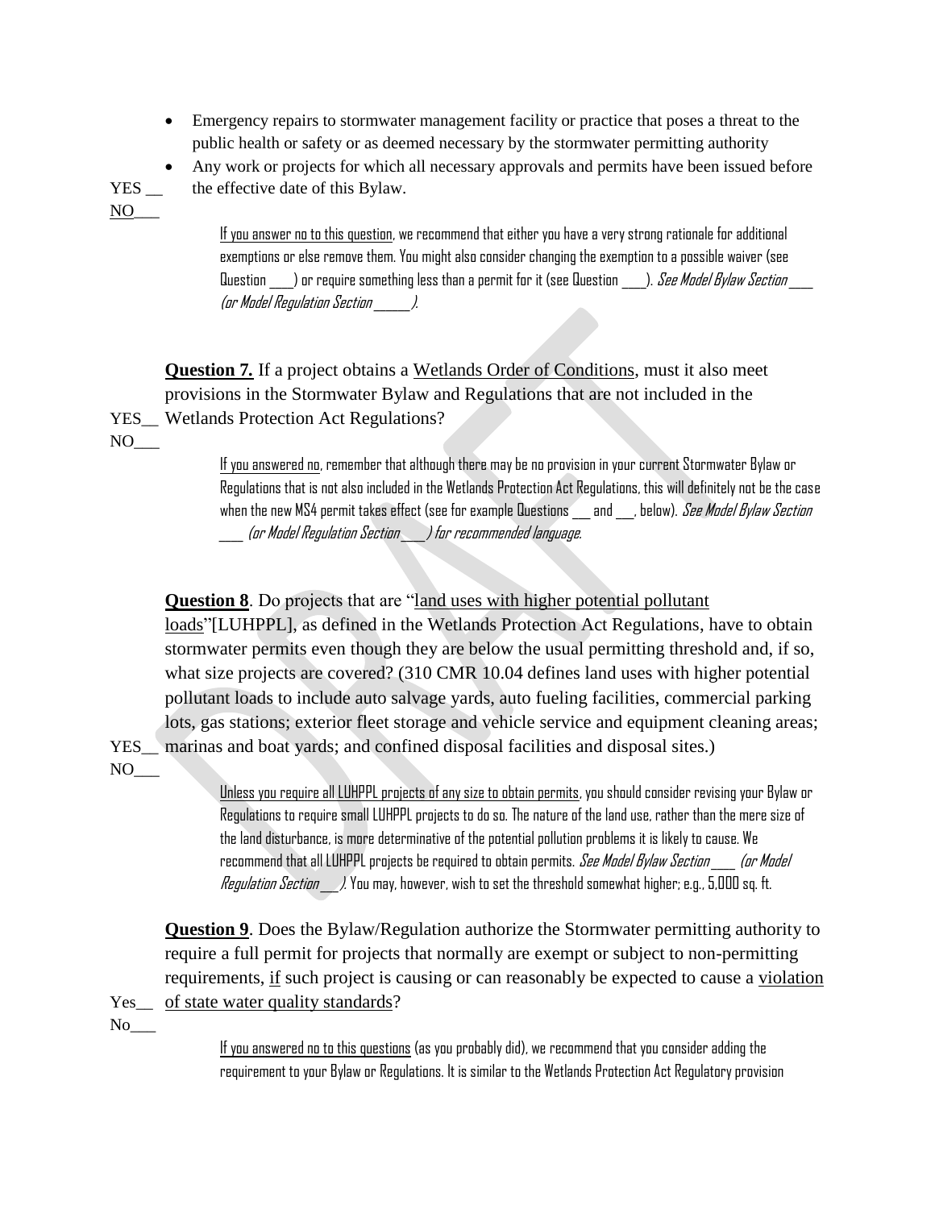- Emergency repairs to stormwater management facility or practice that poses a threat to the public health or safety or as deemed necessary by the stormwater permitting authority
- Any work or projects for which all necessary approvals and permits have been issued before the effective date of this Bylaw.

YES __
NO___

If you answer no to this question, we recommend that either you have a very strong rationale for additional exemptions or else remove them. You might also consider changing the exemption to a possible waiver (see Question ___) or require something less than a permit for it (see Question ___). *See Model Bylaw Section ___ (or Model Regulation Section _____).*

**Question 7.** If a project obtains a Wetlands Order of Conditions, must it also meet provisions in the Stormwater Bylaw and Regulations that are not included in the Wetlands Protection Act Regulations?

YES__
NO___

If you answered no, remember that although there may be no provision in your current Stormwater Bylaw or Regulations that is not also included in the Wetlands Protection Act Regulations, this will definitely not be the case when the new MS4 permit takes effect (see for example Questions __ and __, below). *See Model Bylaw Section ___ (or Model Regulation Section ___) for recommended language.*

**Question 8**. Do projects that are "land uses with higher potential pollutant loads"[LUHPPL], as defined in the Wetlands Protection Act Regulations, have to obtain stormwater permits even though they are below the usual permitting threshold and, if so, what size projects are covered? (310 CMR 10.04 defines land uses with higher potential pollutant loads to include auto salvage yards, auto fueling facilities, commercial parking lots, gas stations; exterior fleet storage and vehicle service and equipment cleaning areas; marinas and boat yards; and confined disposal facilities and disposal sites.)

YES__
NO___

Unless you require all LUHPPL projects of any size to obtain permits, you should consider revising your Bylaw or Regulations to require small LUHPPL projects to do so. The nature of the land use, rather than the mere size of the land disturbance, is more determinative of the potential pollution problems it is likely to cause. We recommend that all LUHPPL projects be required to obtain permits. *See Model Bylaw Section ___ (or Model Regulation Section ___).* You may, however, wish to set the threshold somewhat higher; e.g., 5,000 sq. ft.

**Question 9**. Does the Bylaw/Regulation authorize the Stormwater permitting authority to require a full permit for projects that normally are exempt or subject to non-permitting requirements, if such project is causing or can reasonably be expected to cause a violation of state water quality standards?

Yes__
No___

If you answered no to this questions (as you probably did), we recommend that you consider adding the requirement to your Bylaw or Regulations. It is similar to the Wetlands Protection Act Regulatory provision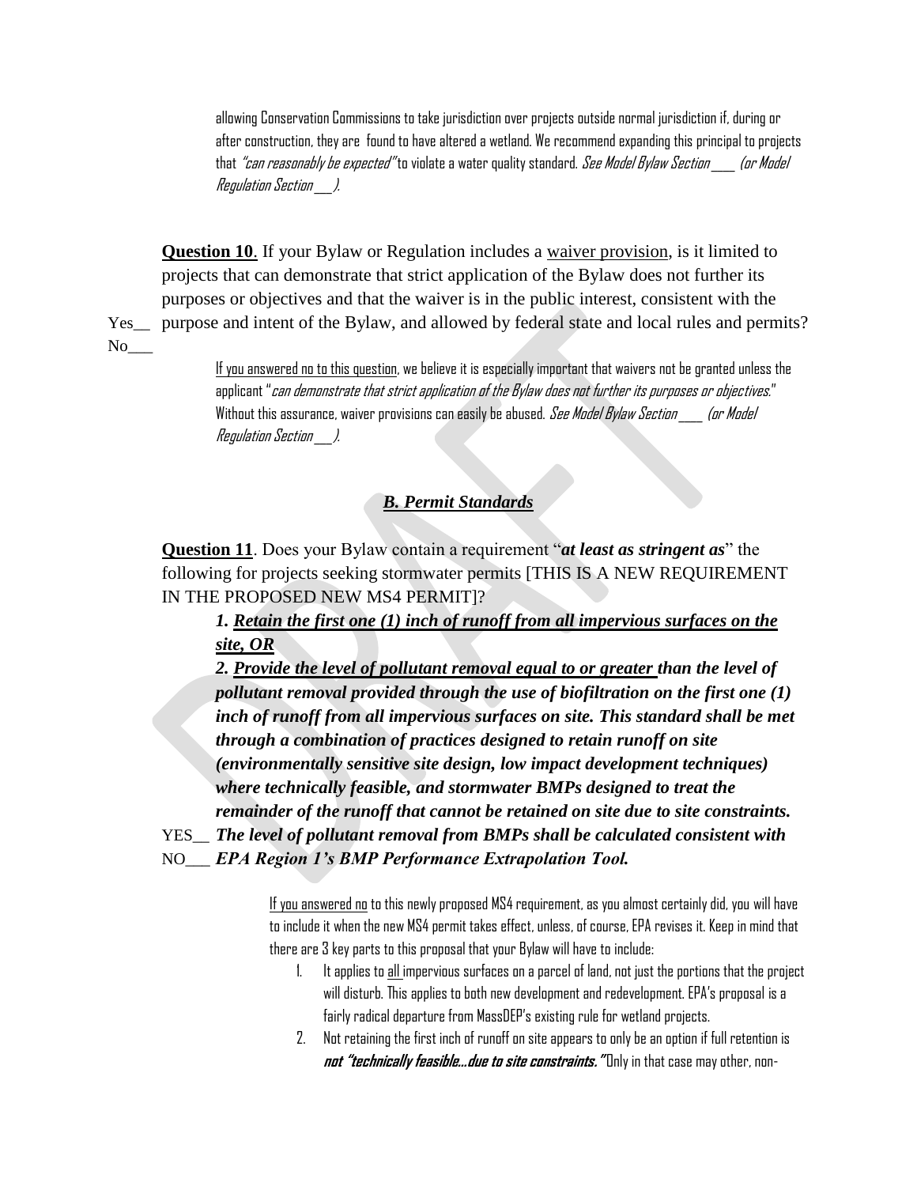allowing Conservation Commissions to take jurisdiction over projects outside normal jurisdiction if, during or after construction, they are found to have altered a wetland. We recommend expanding this principal to projects that *"can reasonably be expected"* to violate a water quality standard. *See Model Bylaw Section ____ (or Model Regulation Section ___).*

**Question 10**. If your Bylaw or Regulation includes a waiver provision, is it limited to projects that can demonstrate that strict application of the Bylaw does not further its purposes or objectives and that the waiver is in the public interest, consistent with the purpose and intent of the Bylaw, and allowed by federal state and local rules and permits?

Yes__
No___

If you answered no to this question, we believe it is especially important that waivers not be granted unless the applicant "*can demonstrate that strict application of the Bylaw does not further its purposes or objectives.*" Without this assurance, waiver provisions can easily be abused. *See Model Bylaw Section ____ (or Model Regulation Section ___).*

### *B. Permit Standards*

**Question 11**. Does your Bylaw contain a requirement "***at least as stringent as***" the following for projects seeking stormwater permits [THIS IS A NEW REQUIREMENT IN THE PROPOSED NEW MS4 PERMIT]?

***1. Retain the first one (1) inch of runoff from all impervious surfaces on the site, OR***

***2. Provide the level of pollutant removal equal to or greater than the level of pollutant removal provided through the use of biofiltration on the first one (1) inch of runoff from all impervious surfaces on site. This standard shall be met through a combination of practices designed to retain runoff on site (environmentally sensitive site design, low impact development techniques) where technically feasible, and stormwater BMPs designed to treat the remainder of the runoff that cannot be retained on site due to site constraints. The level of pollutant removal from BMPs shall be calculated consistent with EPA Region 1's BMP Performance Extrapolation Tool.***

YES__
NO___

If you answered no to this newly proposed MS4 requirement, as you almost certainly did, you will have to include it when the new MS4 permit takes effect, unless, of course, EPA revises it. Keep in mind that there are 3 key parts to this proposal that your Bylaw will have to include:

1. It applies to all impervious surfaces on a parcel of land, not just the portions that the project will disturb. This applies to both new development and redevelopment. EPA's proposal is a fairly radical departure from MassDEP's existing rule for wetland projects.
2. Not retaining the first inch of runoff on site appears to only be an option if full retention is ***not "technically feasible…due to site constraints."*** Only in that case may other, non-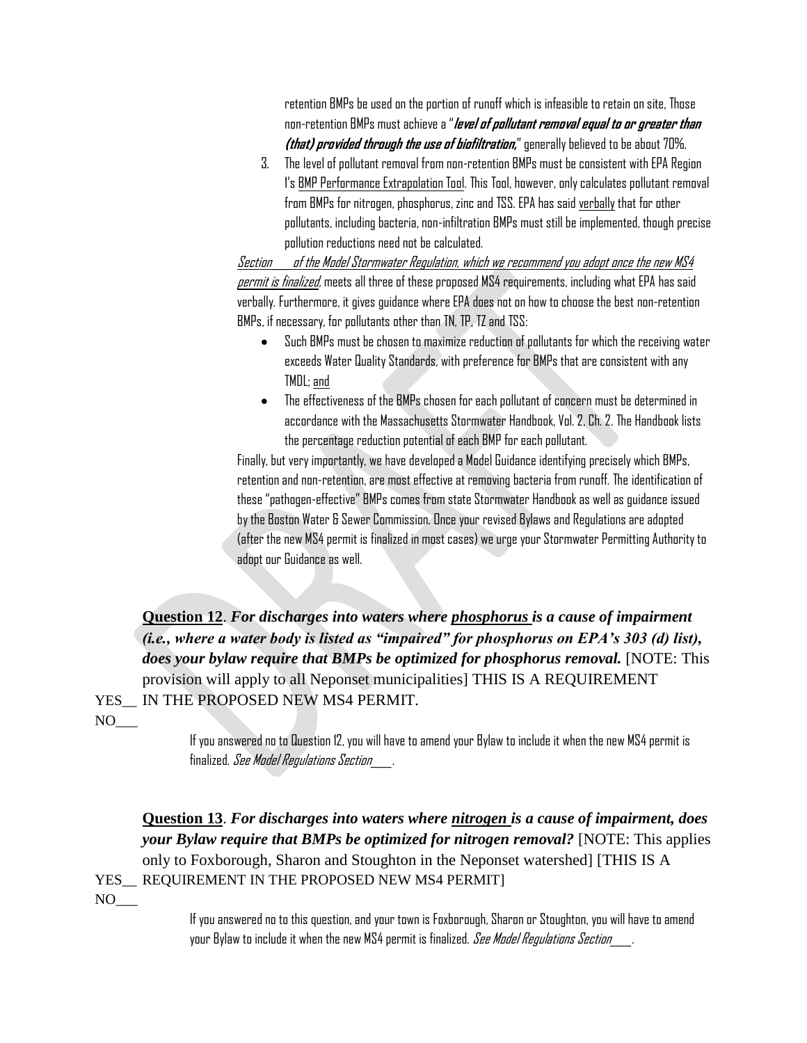retention BMPs be used on the portion of runoff which is infeasible to retain on site, Those non-retention BMPs must achieve a "***level of pollutant removal equal to or greater than (that) provided through the use of biofiltration,***" generally believed to be about 70%.

3. The level of pollutant removal from non-retention BMPs must be consistent with EPA Region I's BMP Performance Extrapolation Tool. This Tool, however, only calculates pollutant removal from BMPs for nitrogen, phosphorus, zinc and TSS. EPA has said verbally that for other pollutants, including bacteria, non-infiltration BMPs must still be implemented, though precise pollution reductions need not be calculated.

*Section ___ of the Model Stormwater Regulation, which we recommend you adopt once the new MS4 permit is finalized,* meets all three of these proposed MS4 requirements, including what EPA has said verbally. Furthermore, it gives guidance where EPA does not on how to choose the best non-retention BMPs, if necessary, for pollutants other than TN, TP, TZ and TSS:

- Such BMPs must be chosen to maximize reduction of pollutants for which the receiving water exceeds Water Quality Standards, with preference for BMPs that are consistent with any TMDL; and
- The effectiveness of the BMPs chosen for each pollutant of concern must be determined in accordance with the Massachusetts Stormwater Handbook, Vol. 2, Ch. 2. The Handbook lists the percentage reduction potential of each BMP for each pollutant.

Finally, but very importantly, we have developed a Model Guidance identifying precisely which BMPs, retention and non-retention, are most effective at removing bacteria from runoff. The identification of these "pathogen-effective" BMPs comes from state Stormwater Handbook as well as guidance issued by the Boston Water & Sewer Commission. Once your revised Bylaws and Regulations are adopted (after the new MS4 permit is finalized in most cases) we urge your Stormwater Permitting Authority to adopt our Guidance as well.

**Question 12**. ***For discharges into waters where phosphorus is a cause of impairment (i.e., where a water body is listed as "impaired" for phosphorus on EPA's 303 (d) list), does your bylaw require that BMPs be optimized for phosphorus removal.*** [NOTE: This provision will apply to all Neponset municipalities] THIS IS A REQUIREMENT IN THE PROPOSED NEW MS4 PERMIT.

YES__

NO___

If you answered no to Question 12, you will have to amend your Bylaw to include it when the new MS4 permit is finalized. *See Model Regulations Section___.*

**Question 13**. ***For discharges into waters where nitrogen is a cause of impairment, does your Bylaw require that BMPs be optimized for nitrogen removal?*** [NOTE: This applies only to Foxborough, Sharon and Stoughton in the Neponset watershed] [THIS IS A REQUIREMENT IN THE PROPOSED NEW MS4 PERMIT]

YES__

NO___

If you answered no to this question, and your town is Foxborough, Sharon or Stoughton, you will have to amend your Bylaw to include it when the new MS4 permit is finalized. *See Model Regulations Section___.*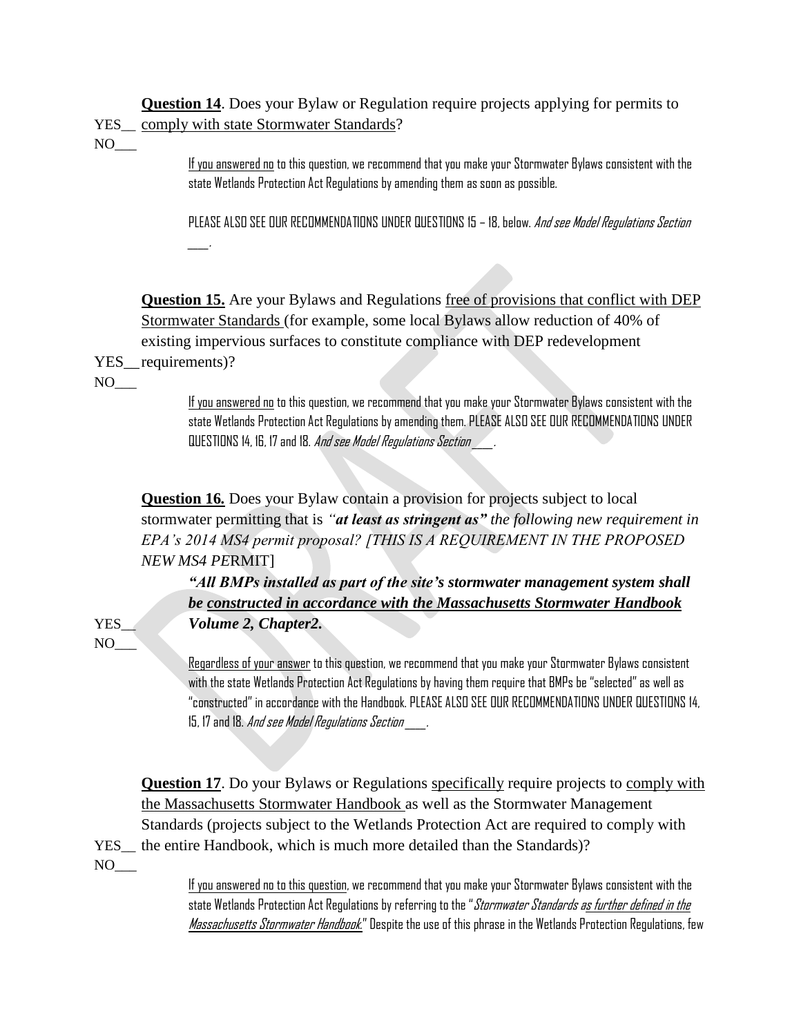**Question 14**. Does your Bylaw or Regulation require projects applying for permits to comply with state Stormwater Standards?

YES__
NO___

> If you answered no to this question, we recommend that you make your Stormwater Bylaws consistent with the state Wetlands Protection Act Regulations by amending them as soon as possible.
>
> PLEASE ALSO SEE OUR RECOMMENDATIONS UNDER QUESTIONS 15 – 18, below. *And see Model Regulations Section ___.*

**Question 15.** Are your Bylaws and Regulations free of provisions that conflict with DEP Stormwater Standards (for example, some local Bylaws allow reduction of 40% of existing impervious surfaces to constitute compliance with DEP redevelopment requirements)?

YES__
NO___

> If you answered no to this question, we recommend that you make your Stormwater Bylaws consistent with the state Wetlands Protection Act Regulations by amending them. PLEASE ALSO SEE OUR RECOMMENDATIONS UNDER QUESTIONS 14, 16, 17 and 18. *And see Model Regulations Section ___.*

**Question 16.** Does your Bylaw contain a provision for projects subject to local stormwater permitting that is *"**at least as stringent as**" the following new requirement in EPA's 2014 MS4 permit proposal? [THIS IS A REQUIREMENT IN THE PROPOSED NEW MS4 P*ERMIT]

> ***"All BMPs installed as part of the site's stormwater management system shall be constructed in accordance with the Massachusetts Stormwater Handbook Volume 2, Chapter2.***

YES__
NO___

> Regardless of your answer to this question, we recommend that you make your Stormwater Bylaws consistent with the state Wetlands Protection Act Regulations by having them require that BMPs be "selected" as well as "constructed" in accordance with the Handbook. PLEASE ALSO SEE OUR RECOMMENDATIONS UNDER QUESTIONS 14, 15, 17 and 18. *And see Model Regulations Section ___.*

**Question 17**. Do your Bylaws or Regulations specifically require projects to comply with the Massachusetts Stormwater Handbook as well as the Stormwater Management Standards (projects subject to the Wetlands Protection Act are required to comply with the entire Handbook, which is much more detailed than the Standards)?

YES__
NO___

> If you answered no to this question, we recommend that you make your Stormwater Bylaws consistent with the state Wetlands Protection Act Regulations by referring to the "*Stormwater Standards as further defined in the Massachusetts Stormwater Handbook*." Despite the use of this phrase in the Wetlands Protection Regulations, few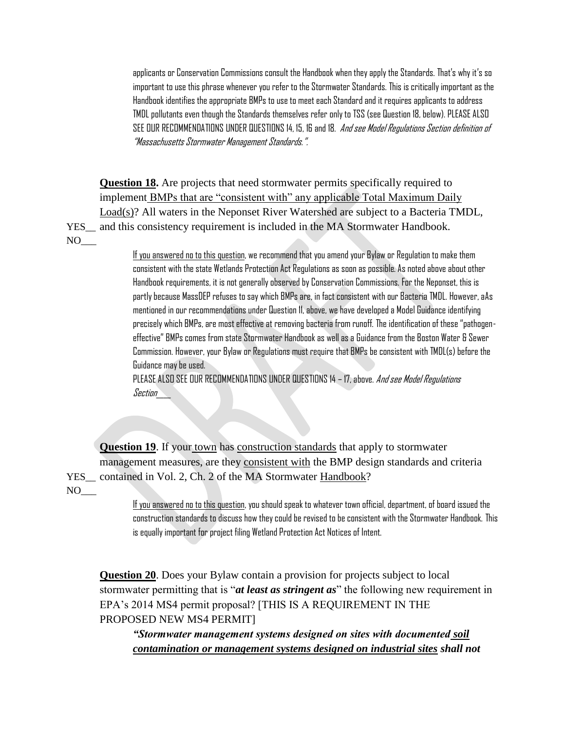applicants or Conservation Commissions consult the Handbook when they apply the Standards. That's why it's so important to use this phrase whenever you refer to the Stormwater Standards. This is critically important as the Handbook identifies the appropriate BMPs to use to meet each Standard and it requires applicants to address TMDL pollutants even though the Standards themselves refer only to TSS (see Question 18, below). PLEASE ALSO SEE OUR RECOMMENDATIONS UNDER QUESTIONS 14, 15, 16 and 18. *And see Model Regulations Section definition of "Massachusetts Stormwater Management Standards.".*

**Question 18.** Are projects that need stormwater permits specifically required to implement <u>BMPs that are "consistent with" any applicable Total Maximum Daily Load(s)</u>? All waters in the Neponset River Watershed are subject to a Bacteria TMDL, and this consistency requirement is included in the MA Stormwater Handbook.

YES__
NO___

<u>If you answered no to this question</u>, we recommend that you amend your Bylaw or Regulation to make them consistent with the state Wetlands Protection Act Regulations as soon as possible. As noted above about other Handbook requirements, it is not generally observed by Conservation Commissions. For the Neponset, this is partly because MassDEP refuses to say which BMPs are, in fact consistent with our Bacteria TMDL. However, aAs mentioned in our recommendations under Question 11, above, we have developed a Model Guidance identifying precisely which BMPs, are most effective at removing bacteria from runoff. The identification of these "pathogen-effective" BMPs comes from state Stormwater Handbook as well as a Guidance from the Boston Water & Sewer Commission. However, your Bylaw or Regulations must require that BMPs be consistent with TMDL(s) before the Guidance may be used.

PLEASE ALSO SEE OUR RECOMMENDATIONS UNDER QUESTIONS 14 – 17, above. *And see Model Regulations Section___*

**Question 19**. If your <u>town</u> has <u>construction standards</u> that apply to stormwater management measures, are they <u>consistent with</u> the BMP design standards and criteria contained in Vol. 2, Ch. 2 of the MA Stormwater <u>Handbook</u>?

YES__
NO___

<u>If you answered no to this question</u>, you should speak to whatever town official, department, of board issued the construction standards to discuss how they could be revised to be consistent with the Stormwater Handbook. This is equally important for project filing Wetland Protection Act Notices of Intent.

**Question 20**. Does your Bylaw contain a provision for projects subject to local stormwater permitting that is "***at least as stringent as***" the following new requirement in EPA's 2014 MS4 permit proposal? [THIS IS A REQUIREMENT IN THE PROPOSED NEW MS4 PERMIT]

***"Stormwater management systems designed on sites with documented <u>soil contamination or management systems designed on industrial sites</u> shall not***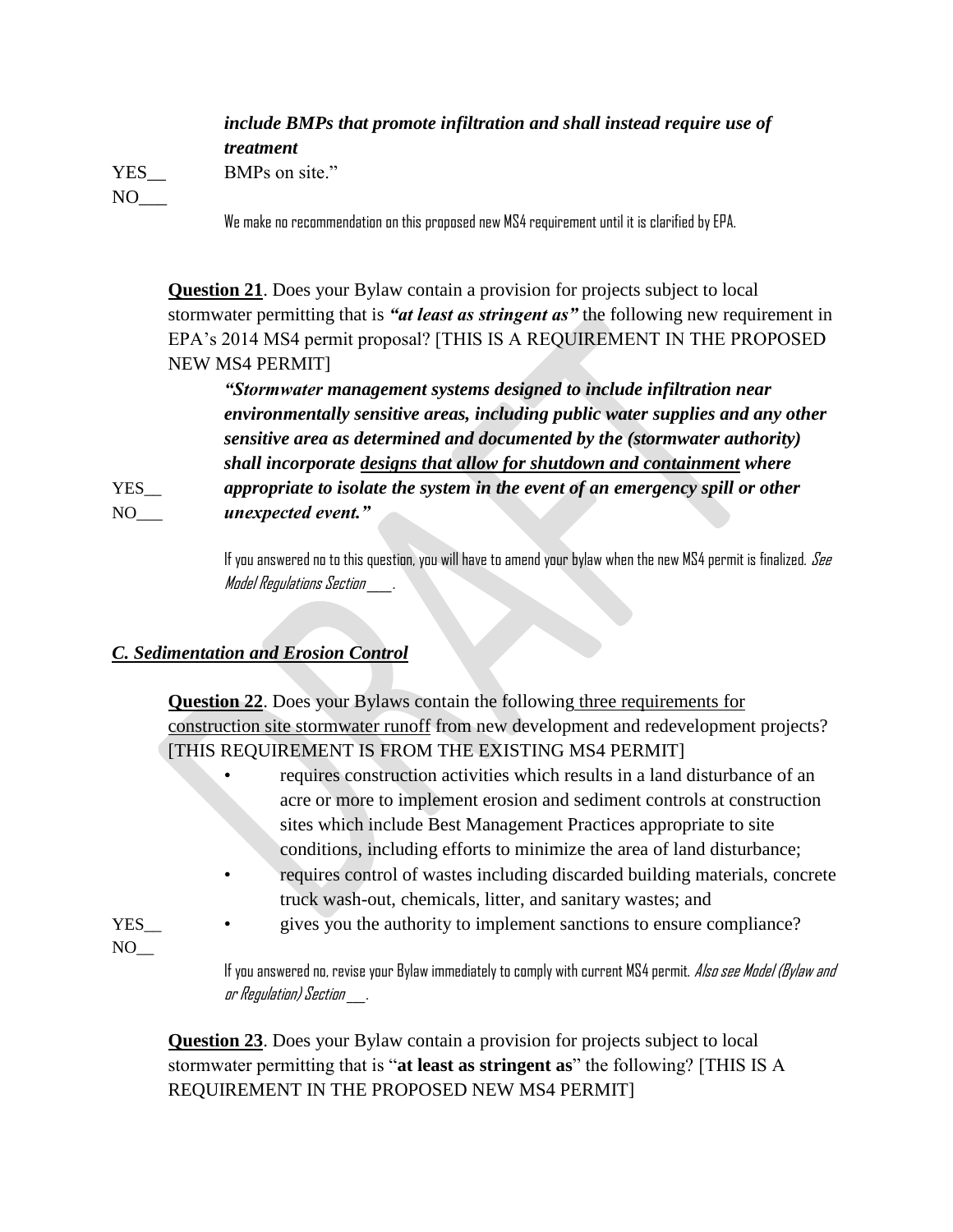*include BMPs that promote infiltration and shall instead require use of treatment* BMPs on site."

YES__
NO___

We make no recommendation on this proposed new MS4 requirement until it is clarified by EPA.

**Question 21**. Does your Bylaw contain a provision for projects subject to local stormwater permitting that is ***"at least as stringent as"*** the following new requirement in EPA's 2014 MS4 permit proposal? [THIS IS A REQUIREMENT IN THE PROPOSED NEW MS4 PERMIT]

***"Stormwater management systems designed to include infiltration near environmentally sensitive areas, including public water supplies and any other sensitive area as determined and documented by the (stormwater authority) shall incorporate designs that allow for shutdown and containment where appropriate to isolate the system in the event of an emergency spill or other unexpected event."***

YES__
NO___

If you answered no to this question, you will have to amend your bylaw when the new MS4 permit is finalized. *See Model Regulations Section ____.*

### *C. Sedimentation and Erosion Control*

**Question 22**. Does your Bylaws contain the following three requirements for construction site stormwater runoff from new development and redevelopment projects? [THIS REQUIREMENT IS FROM THE EXISTING MS4 PERMIT]

- requires construction activities which results in a land disturbance of an acre or more to implement erosion and sediment controls at construction sites which include Best Management Practices appropriate to site conditions, including efforts to minimize the area of land disturbance;
- requires control of wastes including discarded building materials, concrete truck wash-out, chemicals, litter, and sanitary wastes; and
- gives you the authority to implement sanctions to ensure compliance?

YES__
NO__

If you answered no, revise your Bylaw immediately to comply with current MS4 permit. *Also see Model (Bylaw and or Regulation) Section ___.*

**Question 23**. Does your Bylaw contain a provision for projects subject to local stormwater permitting that is "**at least as stringent as**" the following? [THIS IS A REQUIREMENT IN THE PROPOSED NEW MS4 PERMIT]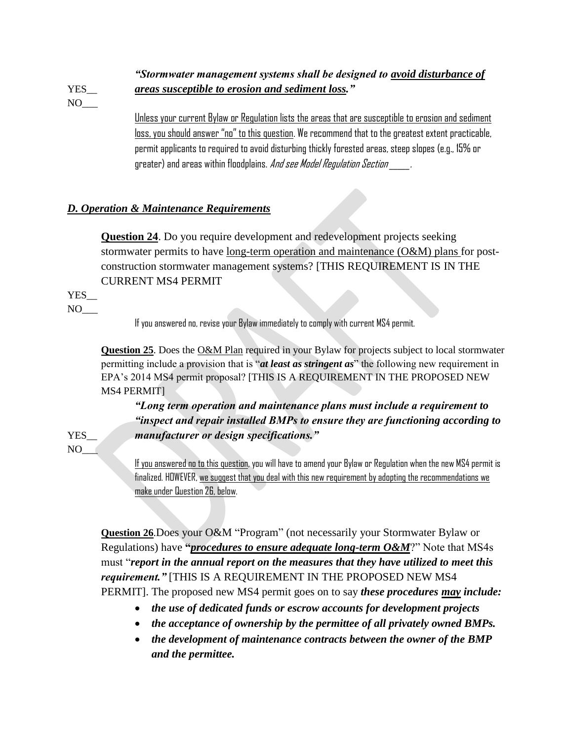YES__
NO___

***"Stormwater management systems shall be designed to <u>avoid disturbance of areas susceptible to erosion and sediment loss</u>."***

<u>Unless your current Bylaw or Regulation lists the areas that are susceptible to erosion and sediment loss, you should answer "no" to this question</u>. We recommend that to the greatest extent practicable, permit applicants to required to avoid disturbing thickly forested areas, steep slopes (e.g., 15% or greater) and areas within floodplains. *And see Model Regulation Section \_\_\_\_\_.*

## *D. Operation & Maintenance Requirements*

**<u>Question 24</u>**. Do you require development and redevelopment projects seeking stormwater permits to have <u>long-term operation and maintenance (O&M) plans</u> for post-construction stormwater management systems? [THIS REQUIREMENT IS IN THE CURRENT MS4 PERMIT

YES__
NO___

If you answered no, revise your Bylaw immediately to comply with current MS4 permit.

**<u>Question 25</u>**. Does the <u>O&M Plan</u> required in your Bylaw for projects subject to local stormwater permitting include a provision that is "***at least as stringent as***" the following new requirement in EPA's 2014 MS4 permit proposal? [THIS IS A REQUIREMENT IN THE PROPOSED NEW MS4 PERMIT]

YES__
NO___

***"Long term operation and maintenance plans must include a requirement to "inspect and repair installed BMPs to ensure they are functioning according to manufacturer or design specifications."***

<u>If you answered no to this question</u>, you will have to amend your Bylaw or Regulation when the new MS4 permit is finalized. HOWEVER, <u>we suggest that you deal with this new requirement by adopting the recommendations we make under Question 26, below</u>.

**<u>Question 26</u>**.Does your O&M "Program" (not necessarily your Stormwater Bylaw or Regulations) have **"*<u>procedures to ensure adequate long-term O&M</u>*?"** Note that MS4s must "***report in the annual report on the measures that they have utilized to meet this requirement."*** [THIS IS A REQUIREMENT IN THE PROPOSED NEW MS4 PERMIT]. The proposed new MS4 permit goes on to say ***these procedures <u>may</u> include:***

- ***the use of dedicated funds or escrow accounts for development projects***
- ***the acceptance of ownership by the permittee of all privately owned BMPs.***
- ***the development of maintenance contracts between the owner of the BMP and the permittee.***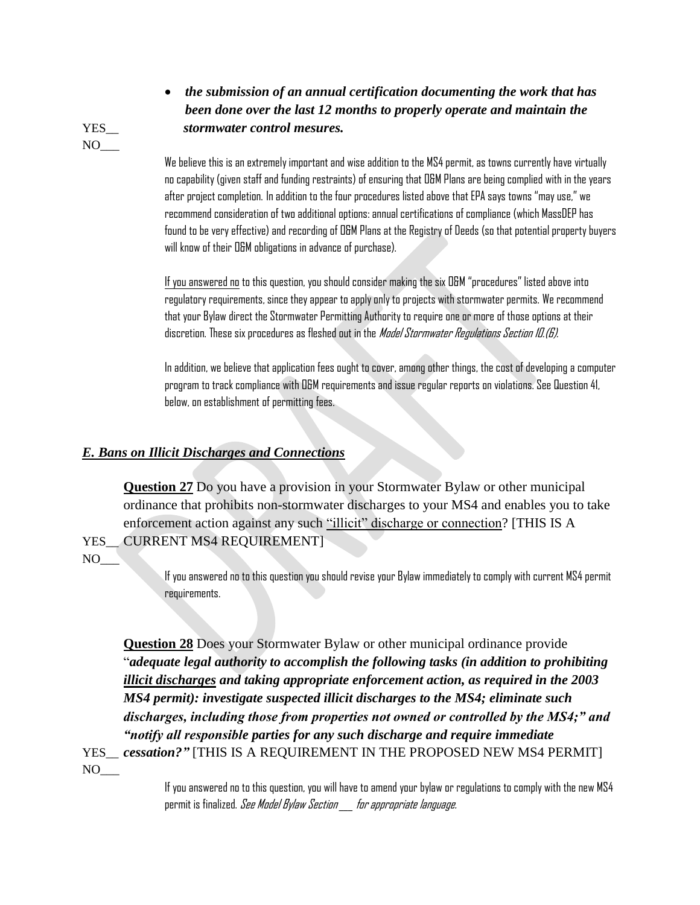- ***the submission of an annual certification documenting the work that has been done over the last 12 months to properly operate and maintain the stormwater control mesures.***

YES__
NO___

We believe this is an extremely important and wise addition to the MS4 permit, as towns currently have virtually no capability (given staff and funding restraints) of ensuring that O&M Plans are being complied with in the years after project completion. In addition to the four procedures listed above that EPA says towns "may use," we recommend consideration of two additional options: annual certifications of compliance (which MassDEP has found to be very effective) and recording of O&M Plans at the Registry of Deeds (so that potential property buyers will know of their O&M obligations in advance of purchase).

If you answered no to this question, you should consider making the six O&M "procedures" listed above into regulatory requirements, since they appear to apply only to projects with stormwater permits. We recommend that your Bylaw direct the Stormwater Permitting Authority to require one or more of those options at their discretion. These six procedures as fleshed out in the *Model Stormwater Regulations Section 10.(6).*

In addition, we believe that application fees ought to cover, among other things, the cost of developing a computer program to track compliance with O&M requirements and issue regular reports on violations. See Question 41, below, on establishment of permitting fees.

## *E. Bans on Illicit Discharges and Connections*

**Question 27** Do you have a provision in your Stormwater Bylaw or other municipal ordinance that prohibits non-stormwater discharges to your MS4 and enables you to take enforcement action against any such "illicit" discharge or connection? [THIS IS A CURRENT MS4 REQUIREMENT]

YES__
NO___

If you answered no to this question you should revise your Bylaw immediately to comply with current MS4 permit requirements.

**Question 28** Does your Stormwater Bylaw or other municipal ordinance provide "***adequate legal authority to accomplish the following tasks (in addition to prohibiting illicit discharges and taking appropriate enforcement action, as required in the 2003 MS4 permit): investigate suspected illicit discharges to the MS4; eliminate such discharges, including those from properties not owned or controlled by the MS4;" and "notify all responsible parties for any such discharge and require immediate cessation?"*** [THIS IS A REQUIREMENT IN THE PROPOSED NEW MS4 PERMIT]

YES__
NO___

If you answered no to this question, you will have to amend your bylaw or regulations to comply with the new MS4 permit is finalized. *See Model Bylaw Section ___ for appropriate language.*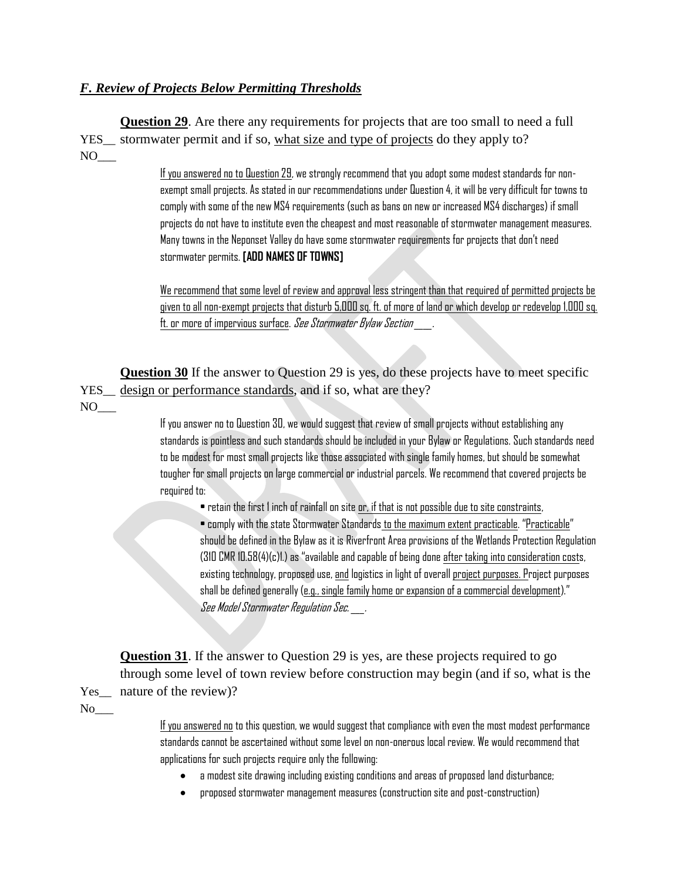### *F. Review of Projects Below Permitting Thresholds*

**Question 29**. Are there any requirements for projects that are too small to need a full stormwater permit and if so, what size and type of projects do they apply to?

YES__
NO___

If you answered no to Question 29, we strongly recommend that you adopt some modest standards for non-exempt small projects. As stated in our recommendations under Question 4, it will be very difficult for towns to comply with some of the new MS4 requirements (such as bans on new or increased MS4 discharges) if small projects do not have to institute even the cheapest and most reasonable of stormwater management measures. Many towns in the Neponset Valley do have some stormwater requirements for projects that don't need stormwater permits. **[ADD NAMES OF TOWNS]**

We recommend that some level of review and approval less stringent than that required of permitted projects be given to all non-exempt projects that disturb 5,000 sq. ft. of more of land or which develop or redevelop 1,000 sq. ft. or more of impervious surface. *See Stormwater Bylaw Section ___.*

**Question 30** If the answer to Question 29 is yes, do these projects have to meet specific design or performance standards, and if so, what are they?

YES__
NO___

If you answer no to Question 30, we would suggest that review of small projects without establishing any standards is pointless and such standards should be included in your Bylaw or Regulations. Such standards need to be modest for most small projects like those associated with single family homes, but should be somewhat tougher for small projects on large commercial or industrial parcels. We recommend that covered projects be required to:

- retain the first 1 inch of rainfall on site or, if that is not possible due to site constraints,
- comply with the state Stormwater Standards to the maximum extent practicable. "Practicable" should be defined in the Bylaw as it is Riverfront Area provisions of the Wetlands Protection Regulation (310 CMR 10.58(4)(c)1.) as "available and capable of being done after taking into consideration costs, existing technology, proposed use, and logistics in light of overall project purposes. Project purposes shall be defined generally (e.g., single family home or expansion of a commercial development)." *See Model Stormwater Regulation Sec. ___.*

**Question 31**. If the answer to Question 29 is yes, are these projects required to go through some level of town review before construction may begin (and if so, what is the nature of the review)?

Yes__
No___

If you answered no to this question, we would suggest that compliance with even the most modest performance standards cannot be ascertained without some level on non-onerous local review. We would recommend that applications for such projects require only the following:

- a modest site drawing including existing conditions and areas of proposed land disturbance;
- proposed stormwater management measures (construction site and post-construction)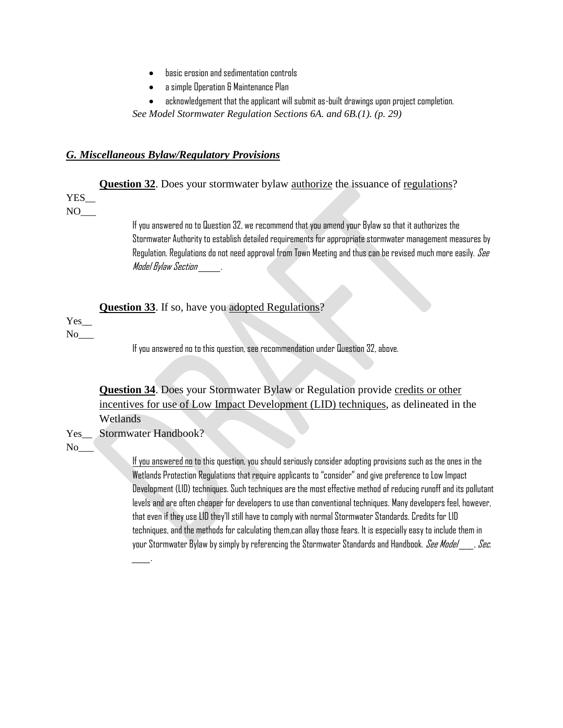- basic erosion and sedimentation controls
- a simple Operation & Maintenance Plan
- acknowledgement that the applicant will submit as-built drawings upon project completion.

*See Model Stormwater Regulation Sections 6A. and 6B.(1). (p. 29)*

## *G. Miscellaneous Bylaw/Regulatory Provisions*

**Question 32**. Does your stormwater bylaw authorize the issuance of regulations?

YES__
NO___

If you answered no to Question 32, we recommend that you amend your Bylaw so that it authorizes the Stormwater Authority to establish detailed requirements for appropriate stormwater management measures by Regulation. Regulations do not need approval from Town Meeting and thus can be revised much more easily. *See Model Bylaw Section ______.*

**Question 33**. If so, have you adopted Regulations?

Yes__
No___

If you answered no to this question, see recommendation under Question 32, above.

**Question 34**. Does your Stormwater Bylaw or Regulation provide credits or other incentives for use of Low Impact Development (LID) techniques, as delineated in the Wetlands Stormwater Handbook?

Yes__
No___

If you answered no to this question, you should seriously consider adopting provisions such as the ones in the Wetlands Protection Regulations that require applicants to "consider" and give preference to Low Impact Development (LID) techniques. Such techniques are the most effective method of reducing runoff and its pollutant levels and are often cheaper for developers to use than conventional techniques. Many developers feel, however, that even if they use LID they'll still have to comply with normal Stormwater Standards. Credits for LID techniques, and the methods for calculating them,can allay those fears. It is especially easy to include them in your Stormwater Bylaw by simply by referencing the Stormwater Standards and Handbook. *See Model ____, Sec. _____.*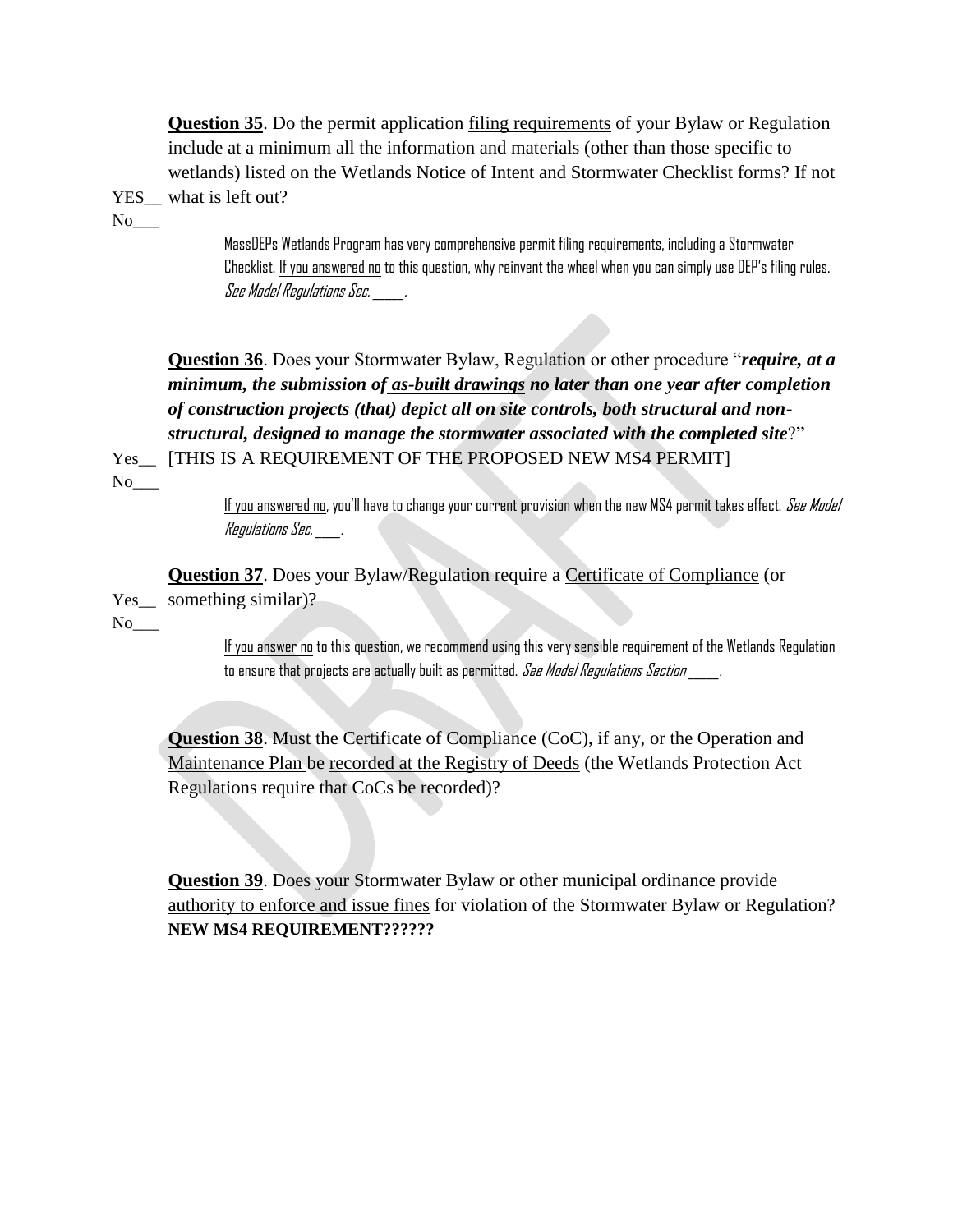**<u>Question 35</u>**. Do the permit application <u>filing requirements</u> of your Bylaw or Regulation include at a minimum all the information and materials (other than those specific to wetlands) listed on the Wetlands Notice of Intent and Stormwater Checklist forms? If not what is left out?

YES__
No___

> MassDEPs Wetlands Program has very comprehensive permit filing requirements, including a Stormwater Checklist. <u>If you answered no</u> to this question, why reinvent the wheel when you can simply use DEP's filing rules. *See Model Regulations Sec. \_\_\_\_.*

**<u>Question 36</u>**. Does your Stormwater Bylaw, Regulation or other procedure "***require, at a minimum, the submission of <u>as-built drawings</u> no later than one year after completion of construction projects (that) depict all on site controls, both structural and non-structural, designed to manage the stormwater associated with the completed site***?" [THIS IS A REQUIREMENT OF THE PROPOSED NEW MS4 PERMIT]

Yes__
No___

> <u>If you answered no</u>, you'll have to change your current provision when the new MS4 permit takes effect. *See Model Regulations Sec. \_\_\_.*

**<u>Question 37</u>**. Does your Bylaw/Regulation require a <u>Certificate of Compliance</u> (or something similar)?

Yes__
No___

> <u>If you answer no</u> to this question, we recommend using this very sensible requirement of the Wetlands Regulation to ensure that projects are actually built as permitted. *See Model Regulations Section \_\_\_\_.*

**<u>Question 38</u>**. Must the Certificate of Compliance (<u>CoC</u>), if any, <u>or the Operation and Maintenance Plan</u> be <u>recorded at the Registry of Deeds</u> (the Wetlands Protection Act Regulations require that CoCs be recorded)?

**<u>Question 39</u>**. Does your Stormwater Bylaw or other municipal ordinance provide <u>authority to enforce and issue fines</u> for violation of the Stormwater Bylaw or Regulation? **NEW MS4 REQUIREMENT??????**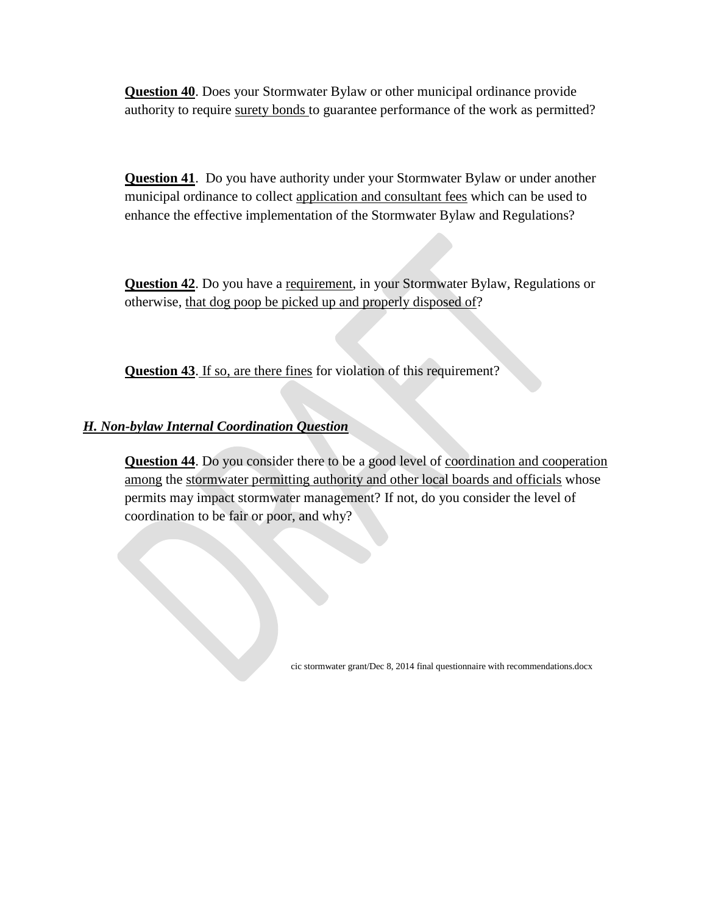**Question 40**. Does your Stormwater Bylaw or other municipal ordinance provide authority to require surety bonds to guarantee performance of the work as permitted?

**Question 41**. Do you have authority under your Stormwater Bylaw or under another municipal ordinance to collect application and consultant fees which can be used to enhance the effective implementation of the Stormwater Bylaw and Regulations?

**Question 42**. Do you have a requirement, in your Stormwater Bylaw, Regulations or otherwise, that dog poop be picked up and properly disposed of?

**Question 43**. If so, are there fines for violation of this requirement?

### *H. Non-bylaw Internal Coordination Question*

**Question 44**. Do you consider there to be a good level of coordination and cooperation among the stormwater permitting authority and other local boards and officials whose permits may impact stormwater management? If not, do you consider the level of coordination to be fair or poor, and why?

cic stormwater grant/Dec 8, 2014 final questionnaire with recommendations.docx